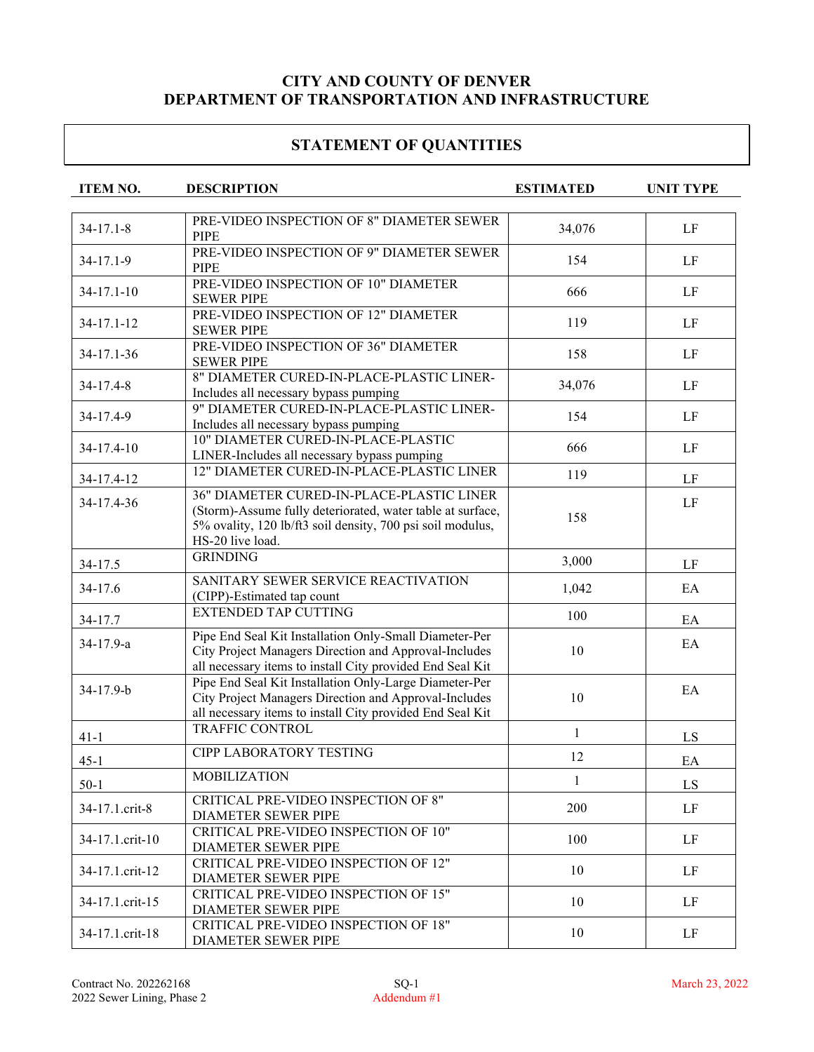# CITY AND COUNTY OF DENVER
# DEPARTMENT OF TRANSPORTATION AND INFRASTRUCTURE

## STATEMENT OF QUANTITIES

| ITEM NO. | DESCRIPTION | ESTIMATED | UNIT TYPE |
|---|---|---|---|
| 34-17.1-8 | PRE-VIDEO INSPECTION OF 8" DIAMETER SEWER PIPE | 34,076 | LF |
| 34-17.1-9 | PRE-VIDEO INSPECTION OF 9" DIAMETER SEWER PIPE | 154 | LF |
| 34-17.1-10 | PRE-VIDEO INSPECTION OF 10" DIAMETER SEWER PIPE | 666 | LF |
| 34-17.1-12 | PRE-VIDEO INSPECTION OF 12" DIAMETER SEWER PIPE | 119 | LF |
| 34-17.1-36 | PRE-VIDEO INSPECTION OF 36" DIAMETER SEWER PIPE | 158 | LF |
| 34-17.4-8 | 8" DIAMETER CURED-IN-PLACE-PLASTIC LINER-Includes all necessary bypass pumping | 34,076 | LF |
| 34-17.4-9 | 9" DIAMETER CURED-IN-PLACE-PLASTIC LINER-Includes all necessary bypass pumping | 154 | LF |
| 34-17.4-10 | 10" DIAMETER CURED-IN-PLACE-PLASTIC LINER-Includes all necessary bypass pumping | 666 | LF |
| 34-17.4-12 | 12" DIAMETER CURED-IN-PLACE-PLASTIC LINER | 119 | LF |
| 34-17.4-36 | 36" DIAMETER CURED-IN-PLACE-PLASTIC LINER (Storm)-Assume fully deteriorated, water table at surface, 5% ovality, 120 lb/ft3 soil density, 700 psi soil modulus, HS-20 live load. | 158 | LF |
| 34-17.5 | GRINDING | 3,000 | LF |
| 34-17.6 | SANITARY SEWER SERVICE REACTIVATION (CIPP)-Estimated tap count | 1,042 | EA |
| 34-17.7 | EXTENDED TAP CUTTING | 100 | EA |
| 34-17.9-a | Pipe End Seal Kit Installation Only-Small Diameter-Per City Project Managers Direction and Approval-Includes all necessary items to install City provided End Seal Kit | 10 | EA |
| 34-17.9-b | Pipe End Seal Kit Installation Only-Large Diameter-Per City Project Managers Direction and Approval-Includes all necessary items to install City provided End Seal Kit | 10 | EA |
| 41-1 | TRAFFIC CONTROL | 1 | LS |
| 45-1 | CIPP LABORATORY TESTING | 12 | EA |
| 50-1 | MOBILIZATION | 1 | LS |
| 34-17.1.crit-8 | CRITICAL PRE-VIDEO INSPECTION OF 8" DIAMETER SEWER PIPE | 200 | LF |
| 34-17.1.crit-10 | CRITICAL PRE-VIDEO INSPECTION OF 10" DIAMETER SEWER PIPE | 100 | LF |
| 34-17.1.crit-12 | CRITICAL PRE-VIDEO INSPECTION OF 12" DIAMETER SEWER PIPE | 10 | LF |
| 34-17.1.crit-15 | CRITICAL PRE-VIDEO INSPECTION OF 15" DIAMETER SEWER PIPE | 10 | LF |
| 34-17.1.crit-18 | CRITICAL PRE-VIDEO INSPECTION OF 18" DIAMETER SEWER PIPE | 10 | LF |

Contract No. 202262168
2022 Sewer Lining, Phase 2

SQ-1
Addendum #1

March 23, 2022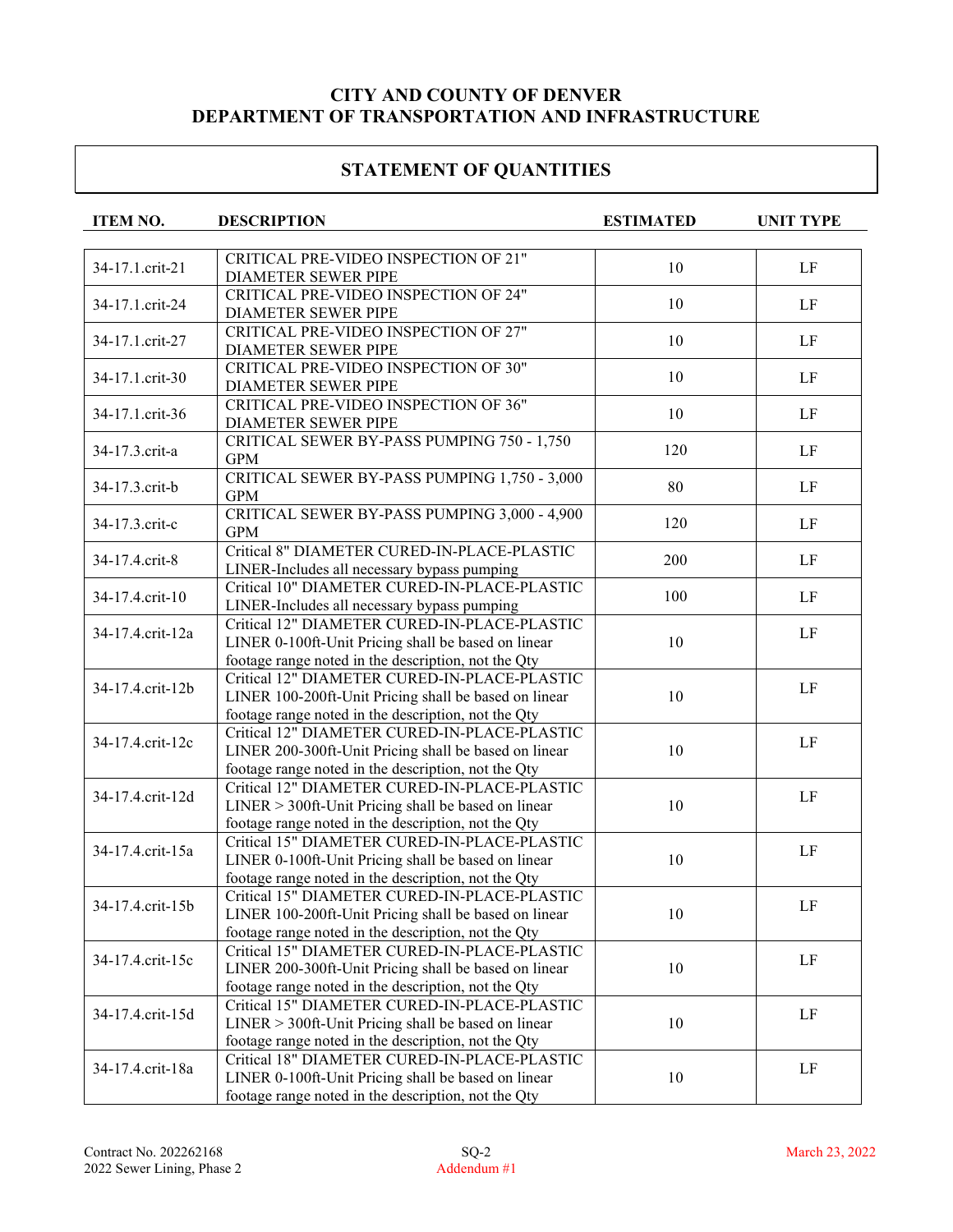**CITY AND COUNTY OF DENVER**
**DEPARTMENT OF TRANSPORTATION AND INFRASTRUCTURE**

## STATEMENT OF QUANTITIES

| ITEM NO. | DESCRIPTION | ESTIMATED | UNIT TYPE |
|---|---|---|---|
| 34-17.1.crit-21 | CRITICAL PRE-VIDEO INSPECTION OF 21" DIAMETER SEWER PIPE | 10 | LF |
| 34-17.1.crit-24 | CRITICAL PRE-VIDEO INSPECTION OF 24" DIAMETER SEWER PIPE | 10 | LF |
| 34-17.1.crit-27 | CRITICAL PRE-VIDEO INSPECTION OF 27" DIAMETER SEWER PIPE | 10 | LF |
| 34-17.1.crit-30 | CRITICAL PRE-VIDEO INSPECTION OF 30" DIAMETER SEWER PIPE | 10 | LF |
| 34-17.1.crit-36 | CRITICAL PRE-VIDEO INSPECTION OF 36" DIAMETER SEWER PIPE | 10 | LF |
| 34-17.3.crit-a | CRITICAL SEWER BY-PASS PUMPING 750 - 1,750 GPM | 120 | LF |
| 34-17.3.crit-b | CRITICAL SEWER BY-PASS PUMPING 1,750 - 3,000 GPM | 80 | LF |
| 34-17.3.crit-c | CRITICAL SEWER BY-PASS PUMPING 3,000 - 4,900 GPM | 120 | LF |
| 34-17.4.crit-8 | Critical 8" DIAMETER CURED-IN-PLACE-PLASTIC LINER-Includes all necessary bypass pumping | 200 | LF |
| 34-17.4.crit-10 | Critical 10" DIAMETER CURED-IN-PLACE-PLASTIC LINER-Includes all necessary bypass pumping | 100 | LF |
| 34-17.4.crit-12a | Critical 12" DIAMETER CURED-IN-PLACE-PLASTIC LINER 0-100ft-Unit Pricing shall be based on linear footage range noted in the description, not the Qty | 10 | LF |
| 34-17.4.crit-12b | Critical 12" DIAMETER CURED-IN-PLACE-PLASTIC LINER 100-200ft-Unit Pricing shall be based on linear footage range noted in the description, not the Qty | 10 | LF |
| 34-17.4.crit-12c | Critical 12" DIAMETER CURED-IN-PLACE-PLASTIC LINER 200-300ft-Unit Pricing shall be based on linear footage range noted in the description, not the Qty | 10 | LF |
| 34-17.4.crit-12d | Critical 12" DIAMETER CURED-IN-PLACE-PLASTIC LINER > 300ft-Unit Pricing shall be based on linear footage range noted in the description, not the Qty | 10 | LF |
| 34-17.4.crit-15a | Critical 15" DIAMETER CURED-IN-PLACE-PLASTIC LINER 0-100ft-Unit Pricing shall be based on linear footage range noted in the description, not the Qty | 10 | LF |
| 34-17.4.crit-15b | Critical 15" DIAMETER CURED-IN-PLACE-PLASTIC LINER 100-200ft-Unit Pricing shall be based on linear footage range noted in the description, not the Qty | 10 | LF |
| 34-17.4.crit-15c | Critical 15" DIAMETER CURED-IN-PLACE-PLASTIC LINER 200-300ft-Unit Pricing shall be based on linear footage range noted in the description, not the Qty | 10 | LF |
| 34-17.4.crit-15d | Critical 15" DIAMETER CURED-IN-PLACE-PLASTIC LINER > 300ft-Unit Pricing shall be based on linear footage range noted in the description, not the Qty | 10 | LF |
| 34-17.4.crit-18a | Critical 18" DIAMETER CURED-IN-PLACE-PLASTIC LINER 0-100ft-Unit Pricing shall be based on linear footage range noted in the description, not the Qty | 10 | LF |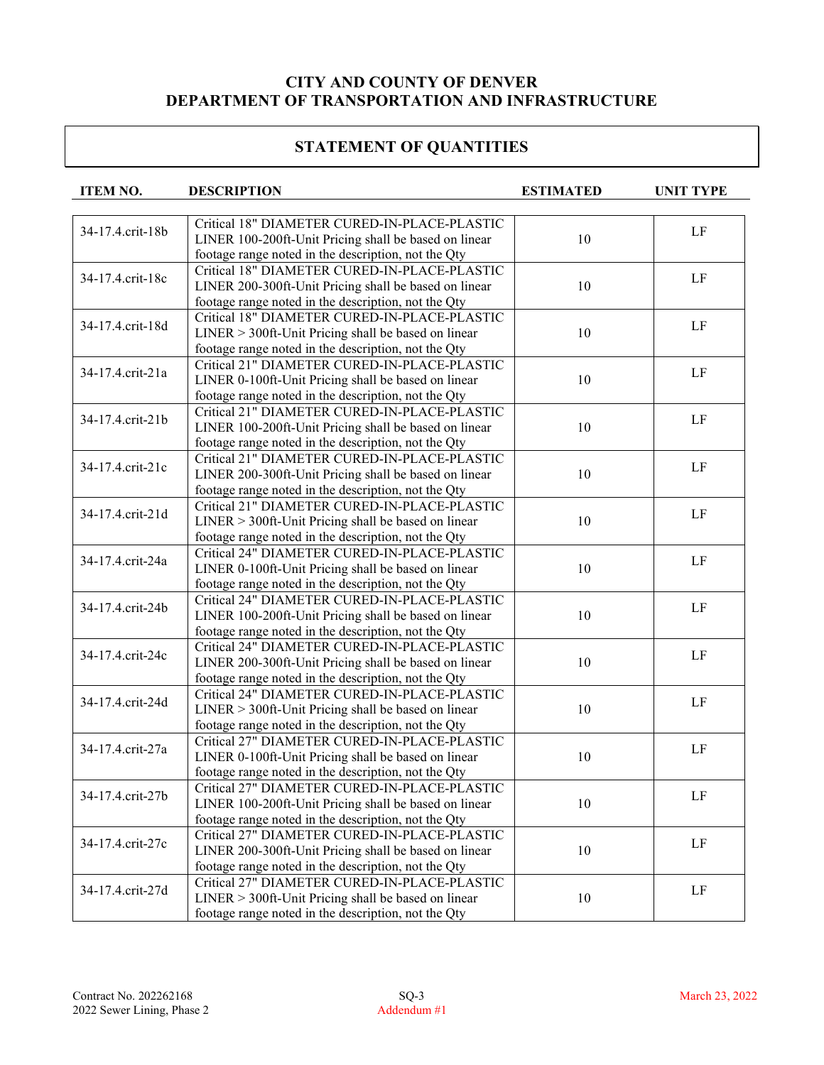## CITY AND COUNTY OF DENVER
## DEPARTMENT OF TRANSPORTATION AND INFRASTRUCTURE

## STATEMENT OF QUANTITIES

| ITEM NO. | DESCRIPTION | ESTIMATED | UNIT TYPE |
|---|---|---|---|
| 34-17.4.crit-18b | Critical 18" DIAMETER CURED-IN-PLACE-PLASTIC LINER 100-200ft-Unit Pricing shall be based on linear footage range noted in the description, not the Qty | 10 | LF |
| 34-17.4.crit-18c | Critical 18" DIAMETER CURED-IN-PLACE-PLASTIC LINER 200-300ft-Unit Pricing shall be based on linear footage range noted in the description, not the Qty | 10 | LF |
| 34-17.4.crit-18d | Critical 18" DIAMETER CURED-IN-PLACE-PLASTIC LINER > 300ft-Unit Pricing shall be based on linear footage range noted in the description, not the Qty | 10 | LF |
| 34-17.4.crit-21a | Critical 21" DIAMETER CURED-IN-PLACE-PLASTIC LINER 0-100ft-Unit Pricing shall be based on linear footage range noted in the description, not the Qty | 10 | LF |
| 34-17.4.crit-21b | Critical 21" DIAMETER CURED-IN-PLACE-PLASTIC LINER 100-200ft-Unit Pricing shall be based on linear footage range noted in the description, not the Qty | 10 | LF |
| 34-17.4.crit-21c | Critical 21" DIAMETER CURED-IN-PLACE-PLASTIC LINER 200-300ft-Unit Pricing shall be based on linear footage range noted in the description, not the Qty | 10 | LF |
| 34-17.4.crit-21d | Critical 21" DIAMETER CURED-IN-PLACE-PLASTIC LINER > 300ft-Unit Pricing shall be based on linear footage range noted in the description, not the Qty | 10 | LF |
| 34-17.4.crit-24a | Critical 24" DIAMETER CURED-IN-PLACE-PLASTIC LINER 0-100ft-Unit Pricing shall be based on linear footage range noted in the description, not the Qty | 10 | LF |
| 34-17.4.crit-24b | Critical 24" DIAMETER CURED-IN-PLACE-PLASTIC LINER 100-200ft-Unit Pricing shall be based on linear footage range noted in the description, not the Qty | 10 | LF |
| 34-17.4.crit-24c | Critical 24" DIAMETER CURED-IN-PLACE-PLASTIC LINER 200-300ft-Unit Pricing shall be based on linear footage range noted in the description, not the Qty | 10 | LF |
| 34-17.4.crit-24d | Critical 24" DIAMETER CURED-IN-PLACE-PLASTIC LINER > 300ft-Unit Pricing shall be based on linear footage range noted in the description, not the Qty | 10 | LF |
| 34-17.4.crit-27a | Critical 27" DIAMETER CURED-IN-PLACE-PLASTIC LINER 0-100ft-Unit Pricing shall be based on linear footage range noted in the description, not the Qty | 10 | LF |
| 34-17.4.crit-27b | Critical 27" DIAMETER CURED-IN-PLACE-PLASTIC LINER 100-200ft-Unit Pricing shall be based on linear footage range noted in the description, not the Qty | 10 | LF |
| 34-17.4.crit-27c | Critical 27" DIAMETER CURED-IN-PLACE-PLASTIC LINER 200-300ft-Unit Pricing shall be based on linear footage range noted in the description, not the Qty | 10 | LF |
| 34-17.4.crit-27d | Critical 27" DIAMETER CURED-IN-PLACE-PLASTIC LINER > 300ft-Unit Pricing shall be based on linear footage range noted in the description, not the Qty | 10 | LF |

Contract No. 202262168
2022 Sewer Lining, Phase 2

SQ-3
Addendum #1

March 23, 2022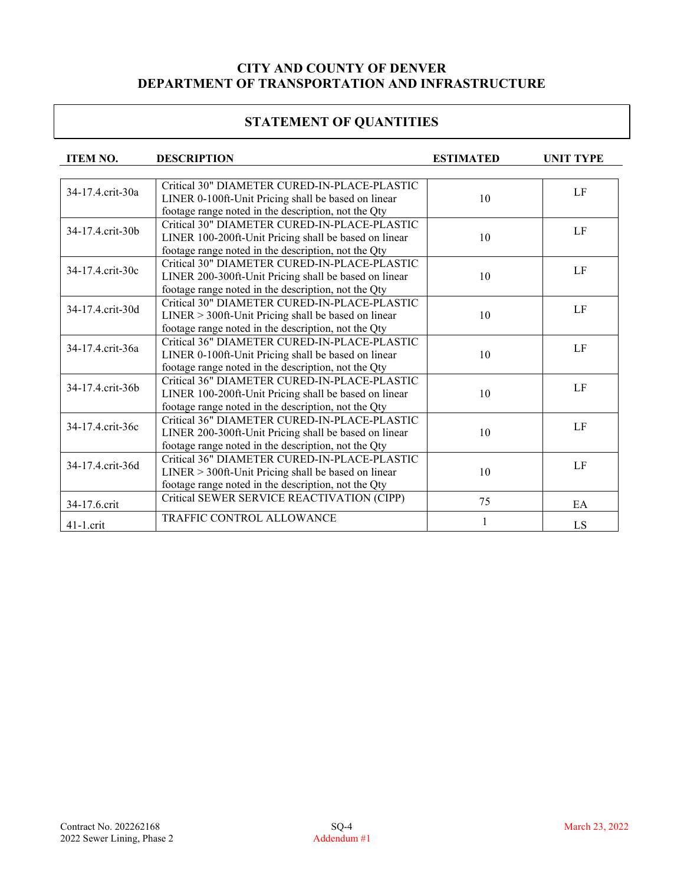# CITY AND COUNTY OF DENVER
# DEPARTMENT OF TRANSPORTATION AND INFRASTRUCTURE

## STATEMENT OF QUANTITIES

| ITEM NO. | DESCRIPTION | ESTIMATED | UNIT TYPE |
|---|---|---|---|
| 34-17.4.crit-30a | Critical 30" DIAMETER CURED-IN-PLACE-PLASTIC LINER 0-100ft-Unit Pricing shall be based on linear footage range noted in the description, not the Qty | 10 | LF |
| 34-17.4.crit-30b | Critical 30" DIAMETER CURED-IN-PLACE-PLASTIC LINER 100-200ft-Unit Pricing shall be based on linear footage range noted in the description, not the Qty | 10 | LF |
| 34-17.4.crit-30c | Critical 30" DIAMETER CURED-IN-PLACE-PLASTIC LINER 200-300ft-Unit Pricing shall be based on linear footage range noted in the description, not the Qty | 10 | LF |
| 34-17.4.crit-30d | Critical 30" DIAMETER CURED-IN-PLACE-PLASTIC LINER > 300ft-Unit Pricing shall be based on linear footage range noted in the description, not the Qty | 10 | LF |
| 34-17.4.crit-36a | Critical 36" DIAMETER CURED-IN-PLACE-PLASTIC LINER 0-100ft-Unit Pricing shall be based on linear footage range noted in the description, not the Qty | 10 | LF |
| 34-17.4.crit-36b | Critical 36" DIAMETER CURED-IN-PLACE-PLASTIC LINER 100-200ft-Unit Pricing shall be based on linear footage range noted in the description, not the Qty | 10 | LF |
| 34-17.4.crit-36c | Critical 36" DIAMETER CURED-IN-PLACE-PLASTIC LINER 200-300ft-Unit Pricing shall be based on linear footage range noted in the description, not the Qty | 10 | LF |
| 34-17.4.crit-36d | Critical 36" DIAMETER CURED-IN-PLACE-PLASTIC LINER > 300ft-Unit Pricing shall be based on linear footage range noted in the description, not the Qty | 10 | LF |
| 34-17.6.crit | Critical SEWER SERVICE REACTIVATION (CIPP) | 75 | EA |
| 41-1.crit | TRAFFIC CONTROL ALLOWANCE | 1 | LS |

Contract No. 202262168
2022 Sewer Lining, Phase 2

SQ-4
Addendum #1

March 23, 2022